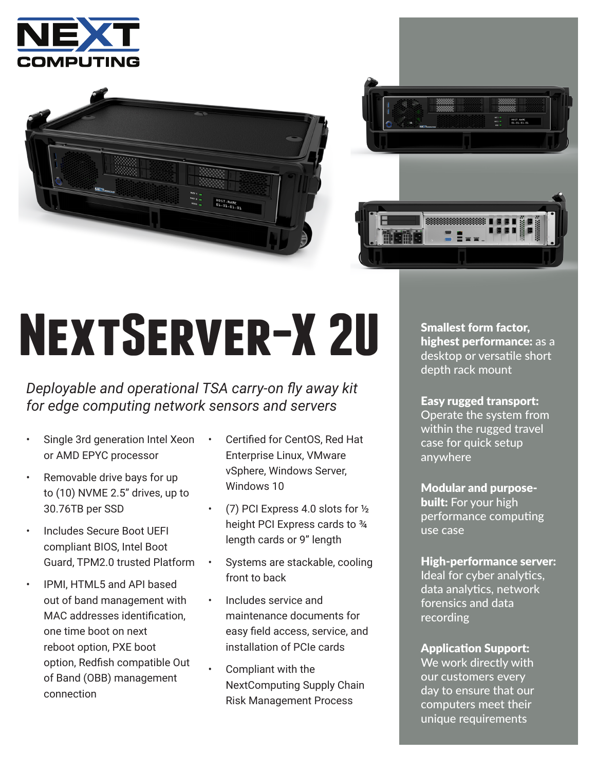# NextServer-X 2U

*Deployable and operational TSA carry-on fly away kit for edge computing network sensors and servers*

- Single 3rd generation Intel Xeon or AMD EPYC processor
- Removable drive bays for up to (10) NVME 2.5" drives, up to 30.76TB per SSD
- Includes Secure Boot UEFI compliant BIOS, Intel Boot Guard, TPM2.0 trusted Platform
- IPMI, HTML5 and API based out of band management with MAC addresses identification, one time boot on next reboot option, PXE boot option, Redfish compatible Out of Band (OBB) management connection
- Certified for CentOS, Red Hat Enterprise Linux, VMware vSphere, Windows Server, Windows 10
- (7) PCI Express 4.0 slots for ½ height PCI Express cards to ¾ length cards or 9" length
- Systems are stackable, cooling front to back
- Includes service and maintenance documents for easy field access, service, and installation of PCIe cards
- Compliant with the NextComputing Supply Chain Risk Management Process

**Smallest form factor, highest performance:** as a desktop or versatile short depth rack mount

**Easy rugged transport:** Operate the system from within the rugged travel case for quick setup anywhere

**Modular and purpose-built:** For your high performance computing use case

**High-performance server:** Ideal for cyber analytics, data analytics, network forensics and data recording

**Application Support:** We work directly with our customers every day to ensure that our computers meet their unique requirements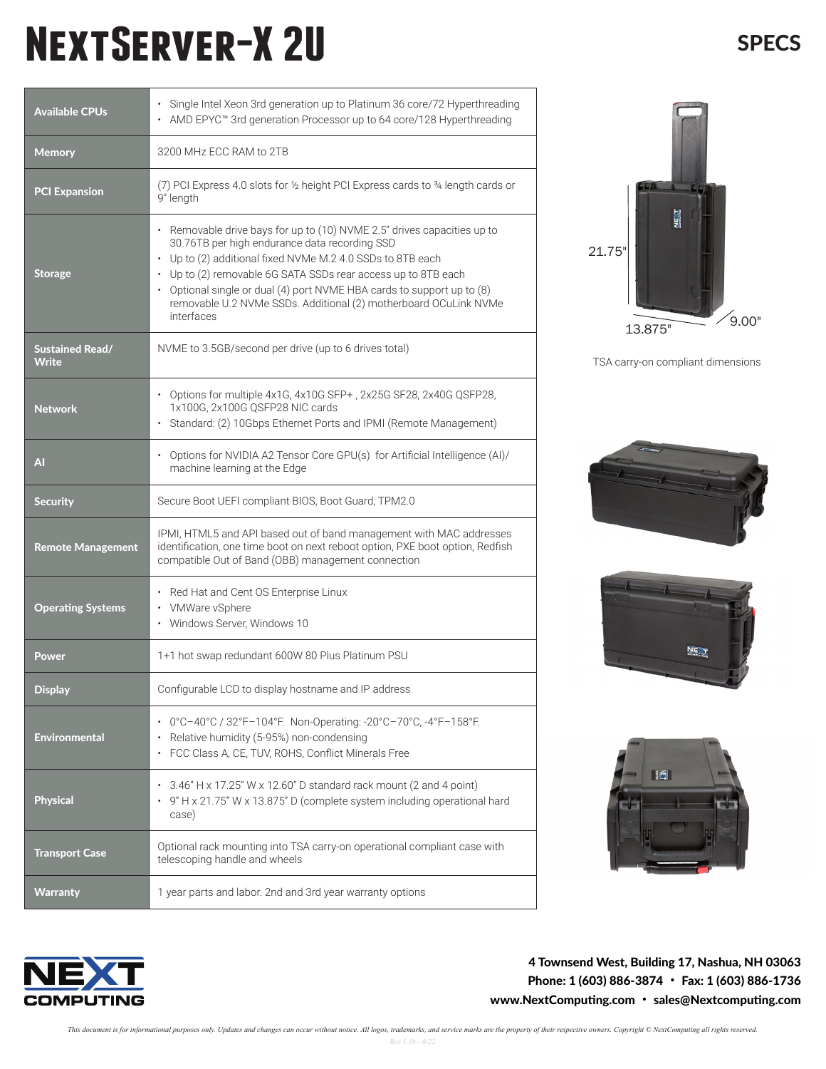# NextServer-X 2U

## SPECS

| | |
|---|---|
| **Available CPUs** | • Single Intel Xeon 3rd generation up to Platinum 36 core/72 Hyperthreading<br>• AMD EPYC™ 3rd generation Processor up to 64 core/128 Hyperthreading |
| **Memory** | 3200 MHz ECC RAM to 2TB |
| **PCI Expansion** | (7) PCI Express 4.0 slots for ½ height PCI Express cards to ¾ length cards or 9" length |
| **Storage** | • Removable drive bays for up to (10) NVME 2.5" drives capacities up to 30.76TB per high endurance data recording SSD<br>• Up to (2) additional fixed NVMe M.2 4.0 SSDs to 8TB each<br>• Up to (2) removable 6G SATA SSDs rear access up to 8TB each<br>• Optional single or dual (4) port NVME HBA cards to support up to (8) removable U.2 NVMe SSDs. Additional (2) motherboard OCuLink NVMe interfaces |
| **Sustained Read/ Write** | NVME to 3.5GB/second per drive (up to 6 drives total) |
| **Network** | • Options for multiple 4x1G, 4x10G SFP+ , 2x25G SF28, 2x40G QSFP28, 1x100G, 2x100G QSFP28 NIC cards<br>• Standard: (2) 10Gbps Ethernet Ports and IPMI (Remote Management) |
| **AI** | • Options for NVIDIA A2 Tensor Core GPU(s) for Artificial Intelligence (AI)/ machine learning at the Edge |
| **Security** | Secure Boot UEFI compliant BIOS, Boot Guard, TPM2.0 |
| **Remote Management** | IPMI, HTML5 and API based out of band management with MAC addresses identification, one time boot on next reboot option, PXE boot option, Redfish compatible Out of Band (OBB) management connection |
| **Operating Systems** | • Red Hat and Cent OS Enterprise Linux<br>• VMWare vSphere<br>• Windows Server, Windows 10 |
| **Power** | 1+1 hot swap redundant 600W 80 Plus Platinum PSU |
| **Display** | Configurable LCD to display hostname and IP address |
| **Environmental** | • 0°C–40°C / 32°F–104°F. Non-Operating: -20°C–70°C, -4°F–158°F.<br>• Relative humidity (5-95%) non-condensing<br>• FCC Class A, CE, TUV, ROHS, Conflict Minerals Free |
| **Physical** | • 3.46" H x 17.25" W x 12.60" D standard rack mount (2 and 4 point)<br>• 9" H x 21.75" W x 13.875" D (complete system including operational hard case) |
| **Transport Case** | Optional rack mounting into TSA carry-on operational compliant case with telescoping handle and wheels |
| **Warranty** | 1 year parts and labor. 2nd and 3rd year warranty options |

21.75"

13.875"

9.00"

TSA carry-on compliant dimensions

**4 Townsend West, Building 17, Nashua, NH 03063**
**Phone: 1 (603) 886-3874 • Fax: 1 (603) 886-1736**
**www.NextComputing.com • sales@Nextcomputing.com**

*This document is for informational purposes only. Updates and changes can occur without notice. All logos, trademarks, and service marks are the property of their respective owners. Copyright © NextComputing all rights reserved.*

*Rev 1.1b—6/22*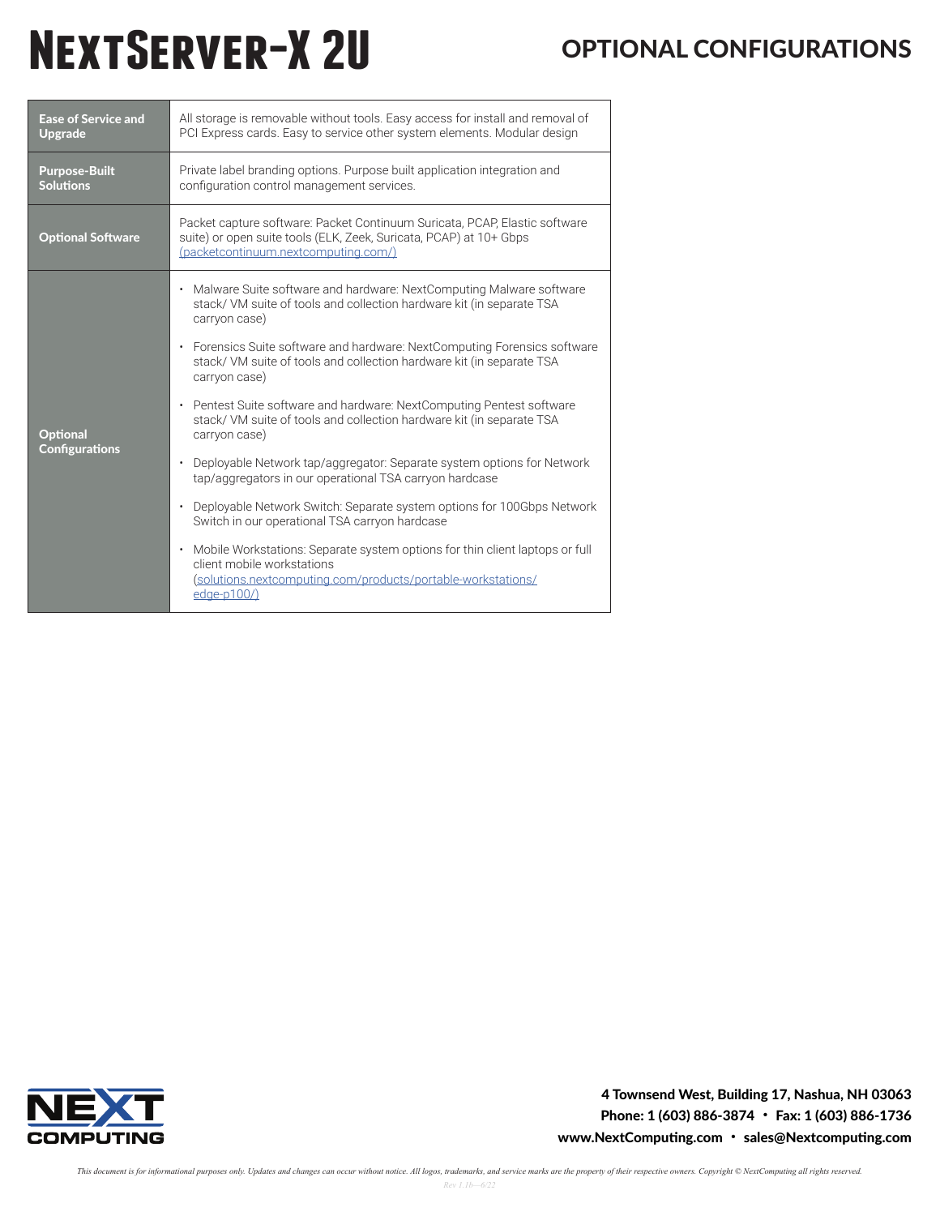# NextServer-X 2U

## OPTIONAL CONFIGURATIONS

| | |
|---|---|
| **Ease of Service and Upgrade** | All storage is removable without tools. Easy access for install and removal of PCI Express cards. Easy to service other system elements. Modular design |
| **Purpose-Built Solutions** | Private label branding options. Purpose built application integration and configuration control management services. |
| **Optional Software** | Packet capture software: Packet Continuum Suricata, PCAP, Elastic software suite) or open suite tools (ELK, Zeek, Suricata, PCAP) at 10+ Gbps (packetcontinuum.nextcomputing.com/) |
| **Optional Configurations** | • Malware Suite software and hardware: NextComputing Malware software stack/ VM suite of tools and collection hardware kit (in separate TSA carryon case)<br>• Forensics Suite software and hardware: NextComputing Forensics software stack/ VM suite of tools and collection hardware kit (in separate TSA carryon case)<br>• Pentest Suite software and hardware: NextComputing Pentest software stack/ VM suite of tools and collection hardware kit (in separate TSA carryon case)<br>• Deployable Network tap/aggregator: Separate system options for Network tap/aggregators in our operational TSA carryon hardcase<br>• Deployable Network Switch: Separate system options for 100Gbps Network Switch in our operational TSA carryon hardcase<br>• Mobile Workstations: Separate system options for thin client laptops or full client mobile workstations (solutions.nextcomputing.com/products/portable-workstations/edge-p100/) |

NEXT COMPUTING

4 Townsend West, Building 17, Nashua, NH 03063
Phone: 1 (603) 886-3874 • Fax: 1 (603) 886-1736
www.NextComputing.com • sales@Nextcomputing.com

*This document is for informational purposes only. Updates and changes can occur without notice. All logos, trademarks, and service marks are the property of their respective owners. Copyright © NextComputing all rights reserved.*

Rev 1.1b—6/22